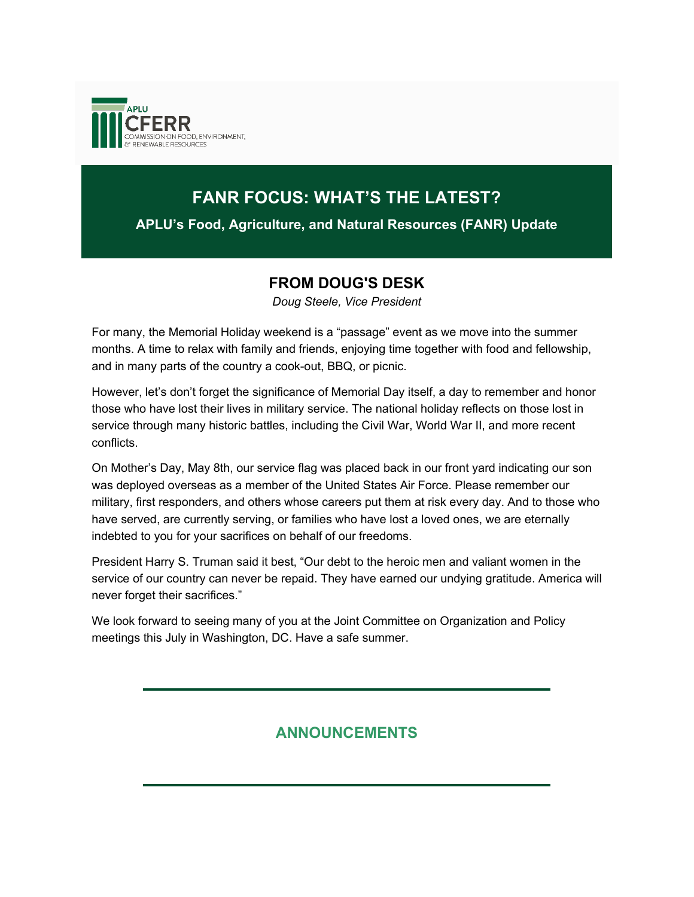APLU
CFERR
COMMISSION ON FOOD, ENVIRONMENT, & RENEWABLE RESOURCES

# FANR FOCUS: WHAT'S THE LATEST?

**APLU's Food, Agriculture, and Natural Resources (FANR) Update**

## FROM DOUG'S DESK

*Doug Steele, Vice President*

For many, the Memorial Holiday weekend is a "passage" event as we move into the summer months. A time to relax with family and friends, enjoying time together with food and fellowship, and in many parts of the country a cook-out, BBQ, or picnic.

However, let's don't forget the significance of Memorial Day itself, a day to remember and honor those who have lost their lives in military service. The national holiday reflects on those lost in service through many historic battles, including the Civil War, World War II, and more recent conflicts.

On Mother's Day, May 8th, our service flag was placed back in our front yard indicating our son was deployed overseas as a member of the United States Air Force. Please remember our military, first responders, and others whose careers put them at risk every day. And to those who have served, are currently serving, or families who have lost a loved ones, we are eternally indebted to you for your sacrifices on behalf of our freedoms.

President Harry S. Truman said it best, "Our debt to the heroic men and valiant women in the service of our country can never be repaid. They have earned our undying gratitude. America will never forget their sacrifices."

We look forward to seeing many of you at the Joint Committee on Organization and Policy meetings this July in Washington, DC. Have a safe summer.

---

## ANNOUNCEMENTS

---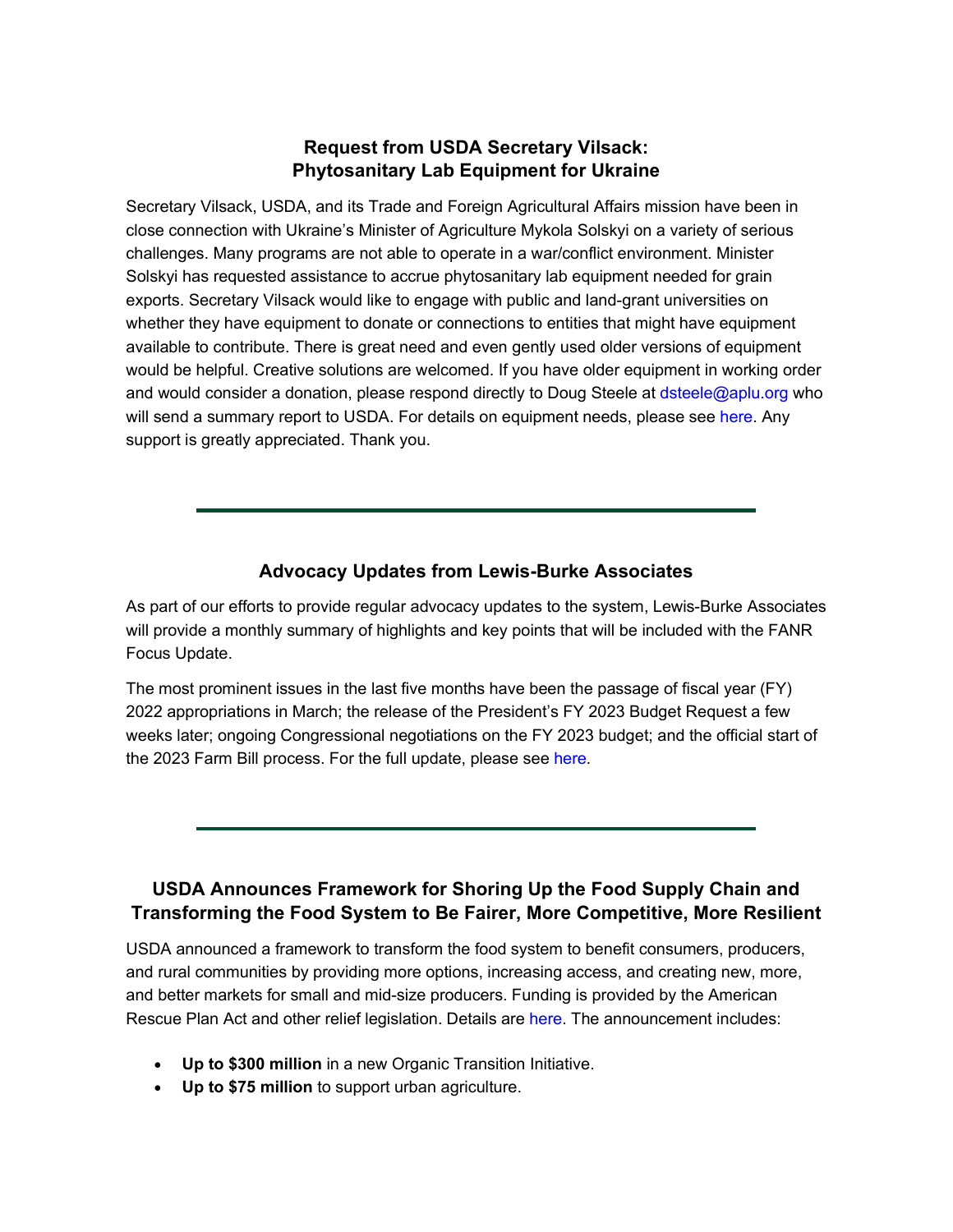## Request from USDA Secretary Vilsack: Phytosanitary Lab Equipment for Ukraine

Secretary Vilsack, USDA, and its Trade and Foreign Agricultural Affairs mission have been in close connection with Ukraine's Minister of Agriculture Mykola Solskyi on a variety of serious challenges. Many programs are not able to operate in a war/conflict environment. Minister Solskyi has requested assistance to accrue phytosanitary lab equipment needed for grain exports. Secretary Vilsack would like to engage with public and land-grant universities on whether they have equipment to donate or connections to entities that might have equipment available to contribute. There is great need and even gently used older versions of equipment would be helpful. Creative solutions are welcomed. If you have older equipment in working order and would consider a donation, please respond directly to Doug Steele at dsteele@aplu.org who will send a summary report to USDA. For details on equipment needs, please see here. Any support is greatly appreciated. Thank you.

---

## Advocacy Updates from Lewis-Burke Associates

As part of our efforts to provide regular advocacy updates to the system, Lewis-Burke Associates will provide a monthly summary of highlights and key points that will be included with the FANR Focus Update.

The most prominent issues in the last five months have been the passage of fiscal year (FY) 2022 appropriations in March; the release of the President's FY 2023 Budget Request a few weeks later; ongoing Congressional negotiations on the FY 2023 budget; and the official start of the 2023 Farm Bill process. For the full update, please see here.

---

## USDA Announces Framework for Shoring Up the Food Supply Chain and Transforming the Food System to Be Fairer, More Competitive, More Resilient

USDA announced a framework to transform the food system to benefit consumers, producers, and rural communities by providing more options, increasing access, and creating new, more, and better markets for small and mid-size producers. Funding is provided by the American Rescue Plan Act and other relief legislation. Details are here. The announcement includes:

- **Up to $300 million** in a new Organic Transition Initiative.
- **Up to $75 million** to support urban agriculture.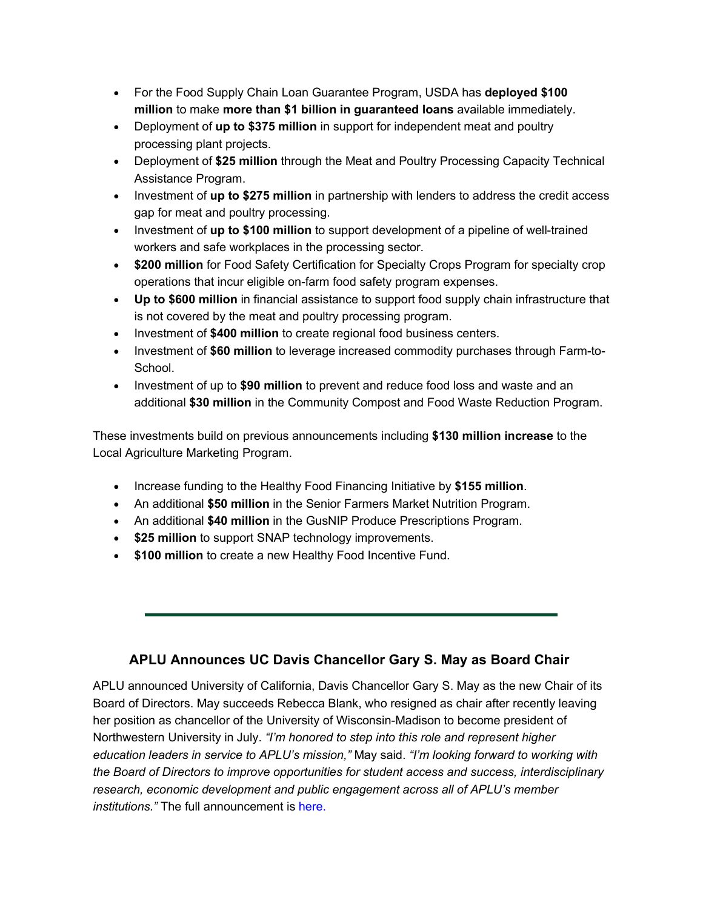- For the Food Supply Chain Loan Guarantee Program, USDA has **deployed $100 million** to make **more than $1 billion in guaranteed loans** available immediately.
- Deployment of **up to $375 million** in support for independent meat and poultry processing plant projects.
- Deployment of **$25 million** through the Meat and Poultry Processing Capacity Technical Assistance Program.
- Investment of **up to $275 million** in partnership with lenders to address the credit access gap for meat and poultry processing.
- Investment of **up to $100 million** to support development of a pipeline of well-trained workers and safe workplaces in the processing sector.
- **$200 million** for Food Safety Certification for Specialty Crops Program for specialty crop operations that incur eligible on-farm food safety program expenses.
- **Up to $600 million** in financial assistance to support food supply chain infrastructure that is not covered by the meat and poultry processing program.
- Investment of **$400 million** to create regional food business centers.
- Investment of **$60 million** to leverage increased commodity purchases through Farm-to-School.
- Investment of up to **$90 million** to prevent and reduce food loss and waste and an additional **$30 million** in the Community Compost and Food Waste Reduction Program.

These investments build on previous announcements including **$130 million increase** to the Local Agriculture Marketing Program.

- Increase funding to the Healthy Food Financing Initiative by **$155 million**.
- An additional **$50 million** in the Senior Farmers Market Nutrition Program.
- An additional **$40 million** in the GusNIP Produce Prescriptions Program.
- **$25 million** to support SNAP technology improvements.
- **$100 million** to create a new Healthy Food Incentive Fund.

---

## APLU Announces UC Davis Chancellor Gary S. May as Board Chair

APLU announced University of California, Davis Chancellor Gary S. May as the new Chair of its Board of Directors. May succeeds Rebecca Blank, who resigned as chair after recently leaving her position as chancellor of the University of Wisconsin-Madison to become president of Northwestern University in July. *"I'm honored to step into this role and represent higher education leaders in service to APLU's mission,"* May said. *"I'm looking forward to working with the Board of Directors to improve opportunities for student access and success, interdisciplinary research, economic development and public engagement across all of APLU's member institutions."* The full announcement is here.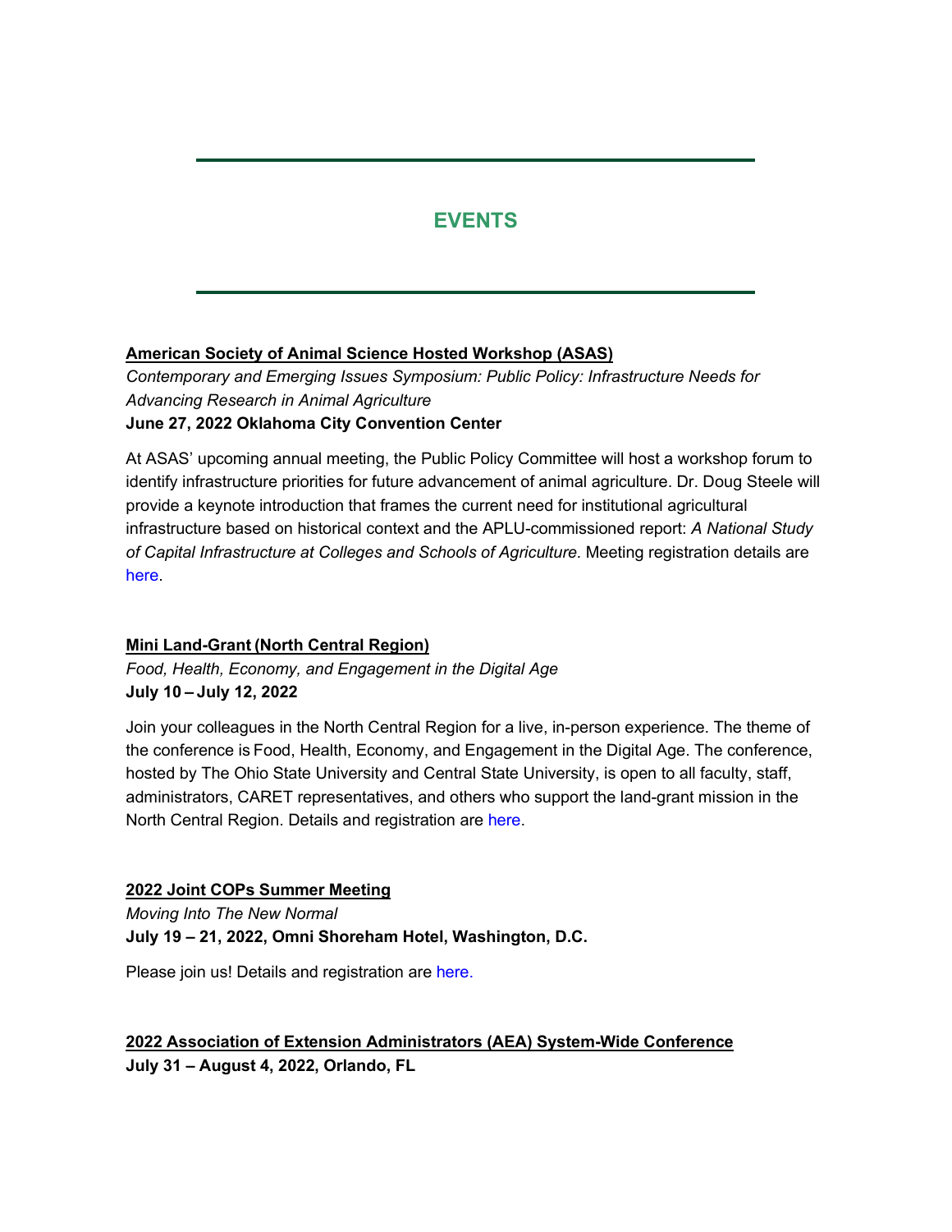## EVENTS

**American Society of Animal Science Hosted Workshop (ASAS)**

*Contemporary and Emerging Issues Symposium: Public Policy: Infrastructure Needs for Advancing Research in Animal Agriculture*

**June 27, 2022 Oklahoma City Convention Center**

At ASAS' upcoming annual meeting, the Public Policy Committee will host a workshop forum to identify infrastructure priorities for future advancement of animal agriculture. Dr. Doug Steele will provide a keynote introduction that frames the current need for institutional agricultural infrastructure based on historical context and the APLU-commissioned report: *A National Study of Capital Infrastructure at Colleges and Schools of Agriculture.* Meeting registration details are here.

**Mini Land-Grant (North Central Region)**

*Food, Health, Economy, and Engagement in the Digital Age*

**July 10 – July 12, 2022**

Join your colleagues in the North Central Region for a live, in-person experience. The theme of the conference is Food, Health, Economy, and Engagement in the Digital Age. The conference, hosted by The Ohio State University and Central State University, is open to all faculty, staff, administrators, CARET representatives, and others who support the land-grant mission in the North Central Region. Details and registration are here.

**2022 Joint COPs Summer Meeting**

*Moving Into The New Normal*

**July 19 – 21, 2022, Omni Shoreham Hotel, Washington, D.C.**

Please join us! Details and registration are here.

**2022 Association of Extension Administrators (AEA) System-Wide Conference**

**July 31 – August 4, 2022, Orlando, FL**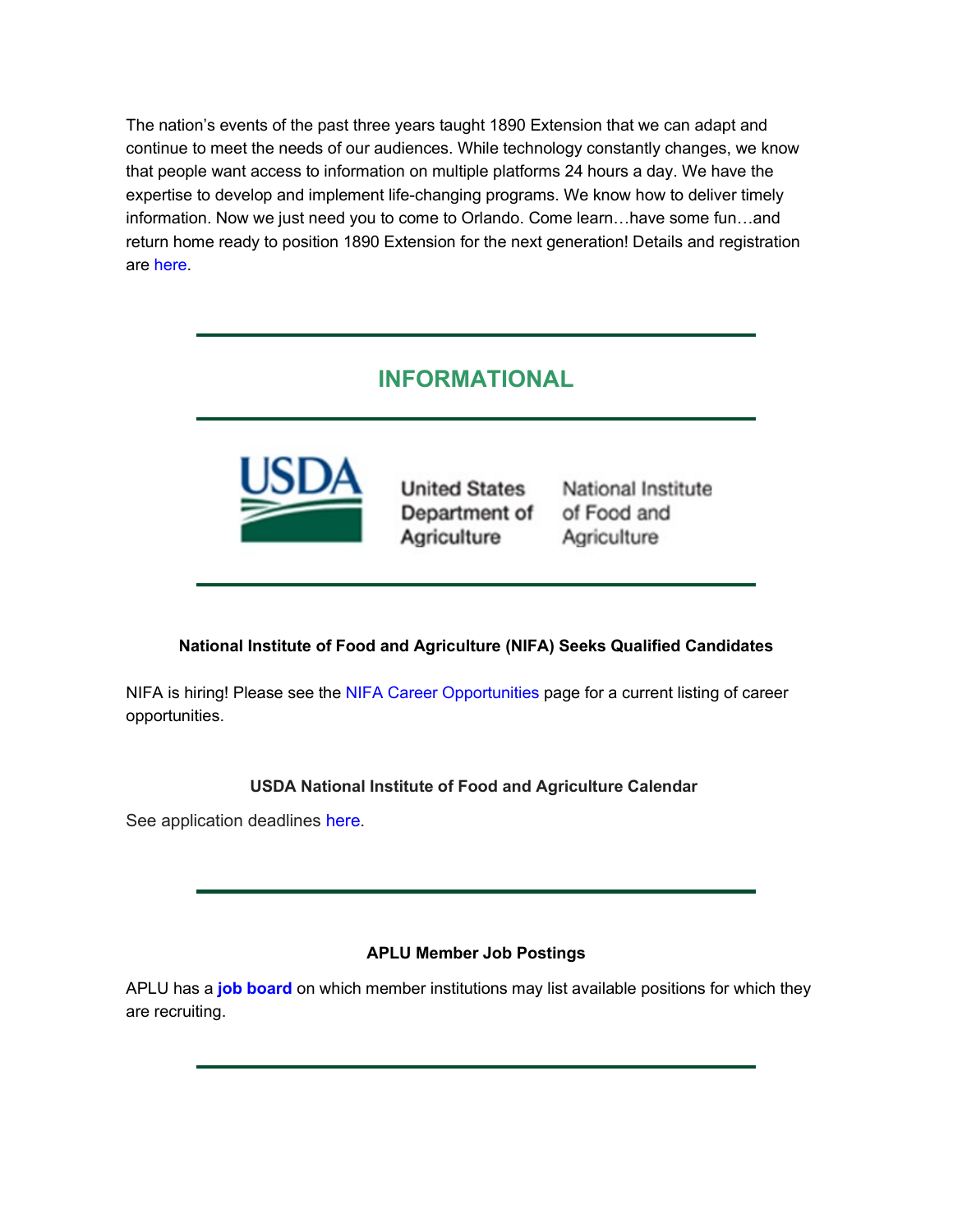The nation's events of the past three years taught 1890 Extension that we can adapt and continue to meet the needs of our audiences. While technology constantly changes, we know that people want access to information on multiple platforms 24 hours a day. We have the expertise to develop and implement life-changing programs. We know how to deliver timely information. Now we just need you to come to Orlando. Come learn…have some fun…and return home ready to position 1890 Extension for the next generation! Details and registration are here.

---

## INFORMATIONAL

---

USDA United States Department of Agriculture | National Institute of Food and Agriculture

---

**National Institute of Food and Agriculture (NIFA) Seeks Qualified Candidates**

NIFA is hiring! Please see the NIFA Career Opportunities page for a current listing of career opportunities.

**USDA National Institute of Food and Agriculture Calendar**

See application deadlines here.

---

**APLU Member Job Postings**

APLU has a **job board** on which member institutions may list available positions for which they are recruiting.

---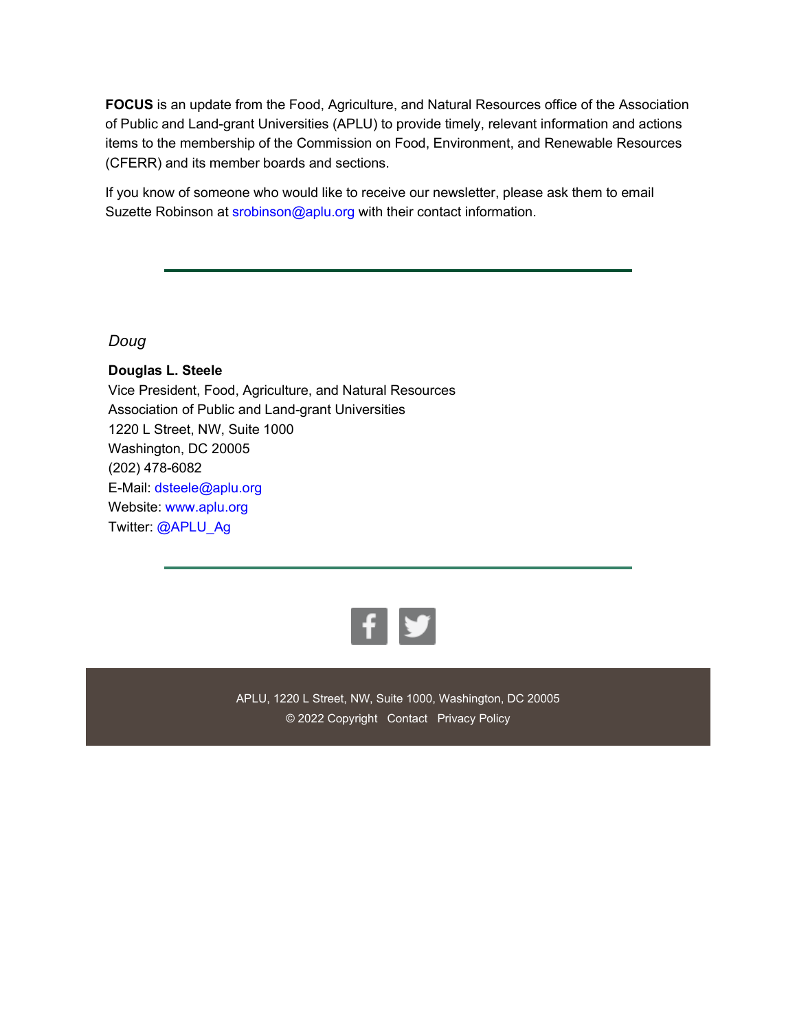**FOCUS** is an update from the Food, Agriculture, and Natural Resources office of the Association of Public and Land-grant Universities (APLU) to provide timely, relevant information and actions items to the membership of the Commission on Food, Environment, and Renewable Resources (CFERR) and its member boards and sections.

If you know of someone who would like to receive our newsletter, please ask them to email Suzette Robinson at srobinson@aplu.org with their contact information.

---

*Doug*

**Douglas L. Steele**
Vice President, Food, Agriculture, and Natural Resources
Association of Public and Land-grant Universities
1220 L Street, NW, Suite 1000
Washington, DC 20005
(202) 478-6082
E-Mail: dsteele@aplu.org
Website: www.aplu.org
Twitter: @APLU_Ag

---

APLU, 1220 L Street, NW, Suite 1000, Washington, DC 20005
© 2022 Copyright Contact Privacy Policy